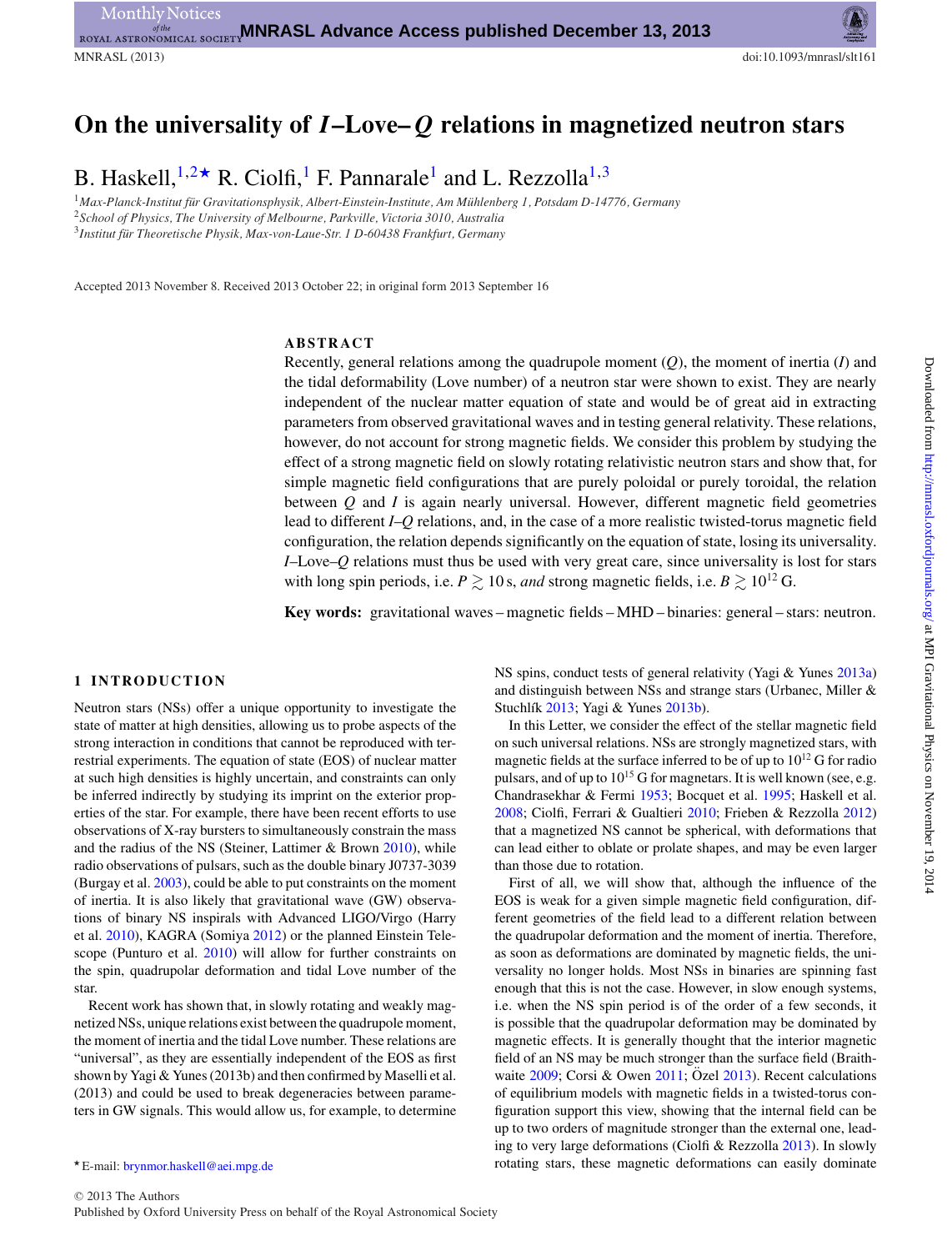# On the universality of *I*–Love–*Q* relations in magnetized neutron stars

B. Haskell,[1,2*] R. Ciolfi,[1] F. Pannarale[1] and L. Rezzolla[1,3]

[1] *Max-Planck-Institut für Gravitationsphysik, Albert-Einstein-Institute, Am Mühlenberg 1, Potsdam D-14776, Germany*
[2] *School of Physics, The University of Melbourne, Parkville, Victoria 3010, Australia*
[3] *Institut für Theoretische Physik, Max-von-Laue-Str. 1 D-60438 Frankfurt, Germany*

Accepted 2013 November 8. Received 2013 October 22; in original form 2013 September 16

## ABSTRACT

Recently, general relations among the quadrupole moment ($Q$), the moment of inertia ($I$) and the tidal deformability (Love number) of a neutron star were shown to exist. They are nearly independent of the nuclear matter equation of state and would be of great aid in extracting parameters from observed gravitational waves and in testing general relativity. These relations, however, do not account for strong magnetic fields. We consider this problem by studying the effect of a strong magnetic field on slowly rotating relativistic neutron stars and show that, for simple magnetic field configurations that are purely poloidal or purely toroidal, the relation between $Q$ and $I$ is again nearly universal. However, different magnetic field geometries lead to different $I$–$Q$ relations, and, in the case of a more realistic twisted-torus magnetic field configuration, the relation depends significantly on the equation of state, losing its universality. $I$–Love–$Q$ relations must thus be used with very great care, since universality is lost for stars with long spin periods, i.e. $P \gtrsim 10$ s, *and* strong magnetic fields, i.e. $B \gtrsim 10^{12}$ G.

**Key words:** gravitational waves – magnetic fields – MHD – binaries: general – stars: neutron.

## 1 INTRODUCTION

Neutron stars (NSs) offer a unique opportunity to investigate the state of matter at high densities, allowing us to probe aspects of the strong interaction in conditions that cannot be reproduced with terrestrial experiments. The equation of state (EOS) of nuclear matter at such high densities is highly uncertain, and constraints can only be inferred indirectly by studying its imprint on the exterior properties of the star. For example, there have been recent efforts to use observations of X-ray bursters to simultaneously constrain the mass and the radius of the NS (Steiner, Lattimer & Brown 2010), while radio observations of pulsars, such as the double binary J0737-3039 (Burgay et al. 2003), could be able to put constraints on the moment of inertia. It is also likely that gravitational wave (GW) observations of binary NS inspirals with Advanced LIGO/Virgo (Harry et al. 2010), KAGRA (Somiya 2012) or the planned Einstein Telescope (Punturo et al. 2010) will allow for further constraints on the spin, quadrupolar deformation and tidal Love number of the star.

Recent work has shown that, in slowly rotating and weakly magnetized NSs, unique relations exist between the quadrupole moment, the moment of inertia and the tidal Love number. These relations are "universal", as they are essentially independent of the EOS as first shown by Yagi & Yunes (2013b) and then confirmed by Maselli et al. (2013) and could be used to break degeneracies between parameters in GW signals. This would allow us, for example, to determine NS spins, conduct tests of general relativity (Yagi & Yunes 2013a) and distinguish between NSs and strange stars (Urbanec, Miller & Stuchlík 2013; Yagi & Yunes 2013b).

In this Letter, we consider the effect of the stellar magnetic field on such universal relations. NSs are strongly magnetized stars, with magnetic fields at the surface inferred to be of up to $10^{12}$ G for radio pulsars, and of up to $10^{15}$ G for magnetars. It is well known (see, e.g. Chandrasekhar & Fermi 1953; Bocquet et al. 1995; Haskell et al. 2008; Ciolfi, Ferrari & Gualtieri 2010; Frieben & Rezzolla 2012) that a magnetized NS cannot be spherical, with deformations that can lead either to oblate or prolate shapes, and may be even larger than those due to rotation.

First of all, we will show that, although the influence of the EOS is weak for a given simple magnetic field configuration, different geometries of the field lead to a different relation between the quadrupolar deformation and the moment of inertia. Therefore, as soon as deformations are dominated by magnetic fields, the universality no longer holds. Most NSs in binaries are spinning fast enough that this is not the case. However, in slow enough systems, i.e. when the NS spin period is of the order of a few seconds, it is possible that the quadrupolar deformation may be dominated by magnetic effects. It is generally thought that the interior magnetic field of an NS may be much stronger than the surface field (Braithwaite 2009; Corsi & Owen 2011; Özel 2013). Recent calculations of equilibrium models with magnetic fields in a twisted-torus configuration support this view, showing that the internal field can be up to two orders of magnitude stronger than the external one, leading to very large deformations (Ciolfi & Rezzolla 2013). In slowly rotating stars, these magnetic deformations can easily dominate

* E-mail: brynmor.haskell@aei.mpg.de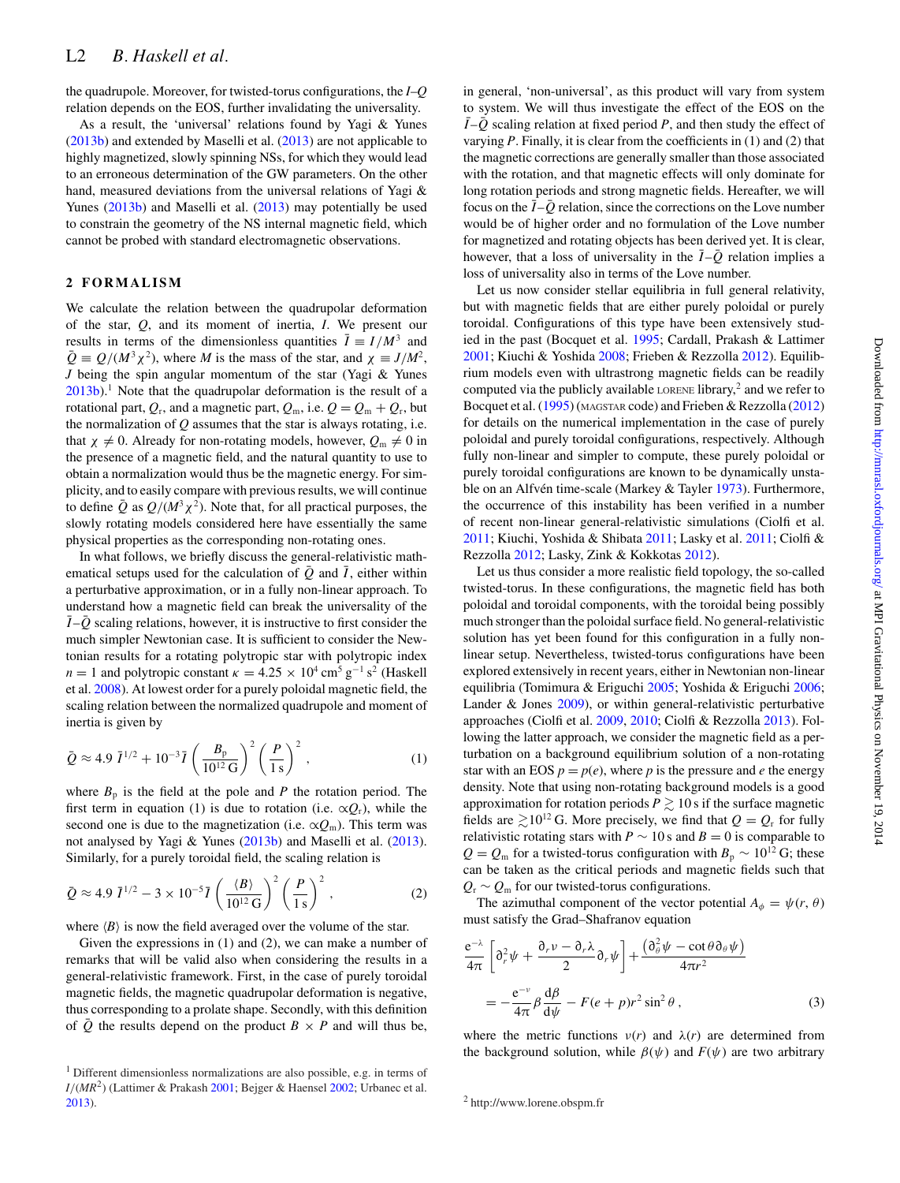the quadrupole. Moreover, for twisted-torus configurations, the $I$–$Q$ relation depends on the EOS, further invalidating the universality.

As a result, the 'universal' relations found by Yagi & Yunes (2013b) and extended by Maselli et al. (2013) are not applicable to highly magnetized, slowly spinning NSs, for which they would lead to an erroneous determination of the GW parameters. On the other hand, measured deviations from the universal relations of Yagi & Yunes (2013b) and Maselli et al. (2013) may potentially be used to constrain the geometry of the NS internal magnetic field, which cannot be probed with standard electromagnetic observations.

## 2 FORMALISM

We calculate the relation between the quadrupolar deformation of the star, $Q$, and its moment of inertia, $I$. We present our results in terms of the dimensionless quantities $\bar{I} \equiv I/M^3$ and $\bar{Q} \equiv Q/(M^3\chi^2)$, where $M$ is the mass of the star, and $\chi \equiv J/M^2$, $J$ being the spin angular momentum of the star (Yagi & Yunes 2013b).[1] Note that the quadrupolar deformation is the result of a rotational part, $Q_{\rm r}$, and a magnetic part, $Q_{\rm m}$, i.e. $Q = Q_{\rm m} + Q_{\rm r}$, but the normalization of $Q$ assumes that the star is always rotating, i.e. that $\chi \neq 0$. Already for non-rotating models, however, $Q_{\rm m} \neq 0$ in the presence of a magnetic field, and the natural quantity to use to obtain a normalization would thus be the magnetic energy. For simplicity, and to easily compare with previous results, we will continue to define $\bar{Q}$ as $Q/(M^3\chi^2)$. Note that, for all practical purposes, the slowly rotating models considered here have essentially the same physical properties as the corresponding non-rotating ones.

In what follows, we briefly discuss the general-relativistic mathematical setups used for the calculation of $\bar{Q}$ and $\bar{I}$, either within a perturbative approximation, or in a fully non-linear approach. To understand how a magnetic field can break the universality of the $\bar{I}$–$\bar{Q}$ scaling relations, however, it is instructive to first consider the much simpler Newtonian case. It is sufficient to consider the Newtonian results for a rotating polytropic star with polytropic index $n = 1$ and polytropic constant $\kappa = 4.25 \times 10^4\,{\rm cm}^5\,{\rm g}^{-1}\,{\rm s}^2$ (Haskell et al. 2008). At lowest order for a purely poloidal magnetic field, the scaling relation between the normalized quadrupole and moment of inertia is given by

$$\bar{Q} \approx 4.9\ \bar{I}^{1/2} + 10^{-3}\bar{I}\left(\frac{B_{\rm p}}{10^{12}\,{\rm G}}\right)^2\left(\frac{P}{1\,{\rm s}}\right)^2 , \quad (1)$$

where $B_{\rm p}$ is the field at the pole and $P$ the rotation period. The first term in equation (1) is due to rotation (i.e. $\propto Q_{\rm r}$), while the second one is due to the magnetization (i.e. $\propto Q_{\rm m}$). This term was not analysed by Yagi & Yunes (2013b) and Maselli et al. (2013). Similarly, for a purely toroidal field, the scaling relation is

$$\bar{Q} \approx 4.9\ \bar{I}^{1/2} - 3 \times 10^{-5}\bar{I}\left(\frac{\langle B\rangle}{10^{12}\,{\rm G}}\right)^2\left(\frac{P}{1\,{\rm s}}\right)^2 , \quad (2)$$

where $\langle B\rangle$ is now the field averaged over the volume of the star.

Given the expressions in (1) and (2), we can make a number of remarks that will be valid also when considering the results in a general-relativistic framework. First, in the case of purely toroidal magnetic fields, the magnetic quadrupolar deformation is negative, thus corresponding to a prolate shape. Secondly, with this definition of $\bar{Q}$ the results depend on the product $B \times P$ and will thus be, in general, 'non-universal', as this product will vary from system to system. We will thus investigate the effect of the EOS on the $\bar{I}$–$\bar{Q}$ scaling relation at fixed period $P$, and then study the effect of varying $P$. Finally, it is clear from the coefficients in (1) and (2) that the magnetic corrections are generally smaller than those associated with the rotation, and that magnetic effects will only dominate for long rotation periods and strong magnetic fields. Hereafter, we will focus on the $\bar{I}$–$\bar{Q}$ relation, since the corrections on the Love number would be of higher order and no formulation of the Love number for magnetized and rotating objects has been derived yet. It is clear, however, that a loss of universality in the $\bar{I}$–$\bar{Q}$ relation implies a loss of universality also in terms of the Love number.

Let us now consider stellar equilibria in full general relativity, but with magnetic fields that are either purely poloidal or purely toroidal. Configurations of this type have been extensively studied in the past (Bocquet et al. 1995; Cardall, Prakash & Lattimer 2001; Kiuchi & Yoshida 2008; Frieben & Rezzolla 2012). Equilibrium models even with ultrastrong magnetic fields can be readily computed via the publicly available LORENE library,[2] and we refer to Bocquet et al. (1995) (MAGSTAR code) and Frieben & Rezzolla (2012) for details on the numerical implementation in the case of purely poloidal and purely toroidal configurations, respectively. Although fully non-linear and simpler to compute, these purely poloidal or purely toroidal configurations are known to be dynamically unstable on an Alfvén time-scale (Markey & Tayler 1973). Furthermore, the occurrence of this instability has been verified in a number of recent non-linear general-relativistic simulations (Ciolfi et al. 2011; Kiuchi, Yoshida & Shibata 2011; Lasky et al. 2011; Ciolfi & Rezzolla 2012; Lasky, Zink & Kokkotas 2012).

Let us thus consider a more realistic field topology, the so-called twisted-torus. In these configurations, the magnetic field has both poloidal and toroidal components, with the toroidal being possibly much stronger than the poloidal surface field. No general-relativistic solution has yet been found for this configuration in a fully non-linear setup. Nevertheless, twisted-torus configurations have been explored extensively in recent years, either in Newtonian non-linear equilibria (Tomimura & Eriguchi 2005; Yoshida & Eriguchi 2006; Lander & Jones 2009), or within general-relativistic perturbative approaches (Ciolfi et al. 2009, 2010; Ciolfi & Rezzolla 2013). Following the latter approach, we consider the magnetic field as a perturbation on a background equilibrium solution of a non-rotating star with an EOS $p = p(e)$, where $p$ is the pressure and $e$ the energy density. Note that using non-rotating background models is a good approximation for rotation periods $P \gtrsim 10$ s if the surface magnetic fields are $\gtrsim 10^{12}$ G. More precisely, we find that $Q = Q_{\rm r}$ for fully relativistic rotating stars with $P \sim 10$ s and $B = 0$ is comparable to $Q = Q_{\rm m}$ for a twisted-torus configuration with $B_{\rm p} \sim 10^{12}$ G; these can be taken as the critical periods and magnetic fields such that $Q_{\rm r} \sim Q_{\rm m}$ for our twisted-torus configurations.

The azimuthal component of the vector potential $A_\phi = \psi(r, \theta)$ must satisfy the Grad–Shafranov equation

$$\frac{{\rm e}^{-\lambda}}{4\pi}\left[\partial_r^2\psi + \frac{\partial_r\nu - \partial_r\lambda}{2}\partial_r\psi\right] + \frac{\left(\partial_\theta^2\psi - \cot\theta\,\partial_\theta\psi\right)}{4\pi r^2}$$
$$= -\frac{{\rm e}^{-\nu}}{4\pi}\beta\frac{{\rm d}\beta}{{\rm d}\psi} - F(e+p)r^2\sin^2\theta\,, \quad (3)$$

where the metric functions $\nu(r)$ and $\lambda(r)$ are determined from the background solution, while $\beta(\psi)$ and $F(\psi)$ are two arbitrary

[1] Different dimensionless normalizations are also possible, e.g. in terms of $I/(MR^2)$ (Lattimer & Prakash 2001; Bejger & Haensel 2002; Urbanec et al. 2013).

[2] http://www.lorene.obspm.fr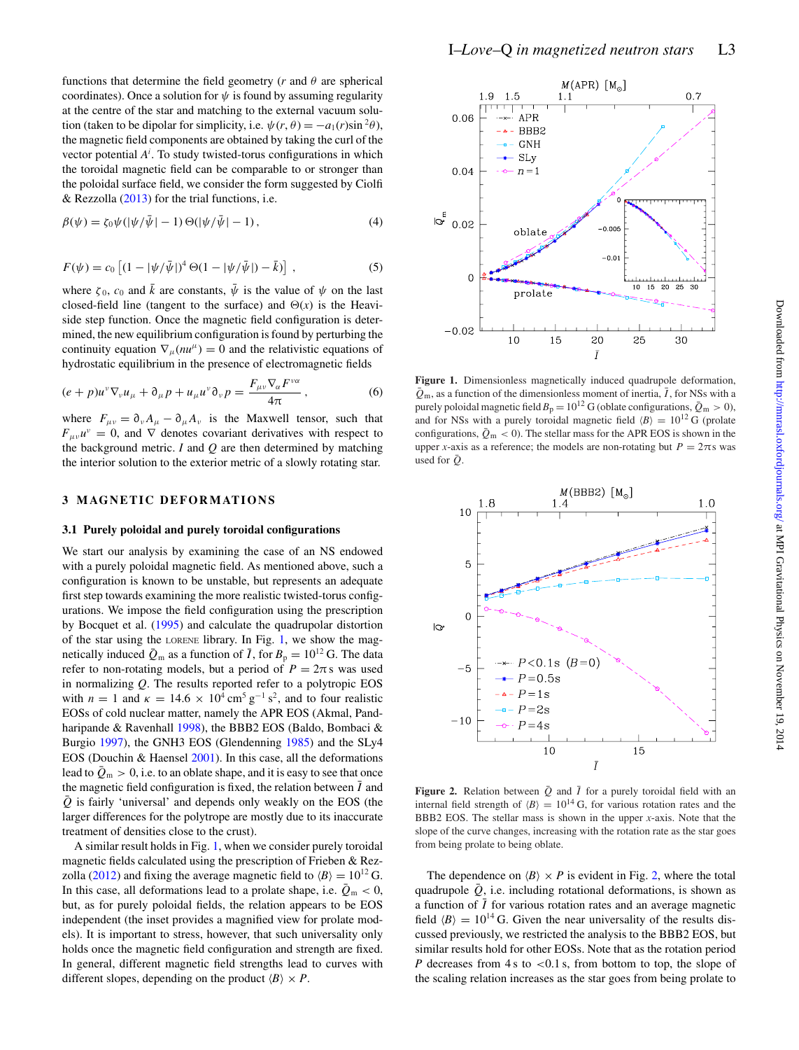functions that determine the field geometry ($r$ and $\theta$ are spherical coordinates). Once a solution for $\psi$ is found by assuming regularity at the centre of the star and matching to the external vacuum solution (taken to be dipolar for simplicity, i.e. $\psi(r, \theta) = -a_1(r)\sin^2\theta$), the magnetic field components are obtained by taking the curl of the vector potential $A^i$. To study twisted-torus configurations in which the toroidal magnetic field can be comparable to or stronger than the poloidal surface field, we consider the form suggested by Ciolfi & Rezzolla (2013) for the trial functions, i.e.

$$\beta(\psi) = \zeta_0 \psi (|\psi/\bar{\psi}| - 1)\, \Theta(|\psi/\bar{\psi}| - 1)\,, \tag{4}$$

$$F(\psi) = c_0 \left[(1 - |\psi/\bar{\psi}|)^4\, \Theta(1 - |\psi/\bar{\psi}|) - \bar{k}\right]\,, \tag{5}$$

where $\zeta_0$, $c_0$ and $\bar{k}$ are constants, $\bar{\psi}$ is the value of $\psi$ on the last closed-field line (tangent to the surface) and $\Theta(x)$ is the Heaviside step function. Once the magnetic field configuration is determined, the new equilibrium configuration is found by perturbing the continuity equation $\nabla_\mu(nu^\mu) = 0$ and the relativistic equations of hydrostatic equilibrium in the presence of electromagnetic fields

$$(e + p)u^\nu \nabla_\nu u_\mu + \partial_\mu p + u_\mu u^\nu \partial_\nu p = \frac{F_{\mu\nu}\nabla_\alpha F^{\nu\alpha}}{4\pi}\,, \tag{6}$$

where $F_{\mu\nu} = \partial_\nu A_\mu - \partial_\mu A_\nu$ is the Maxwell tensor, such that $F_{\mu\nu}u^\nu = 0$, and $\nabla$ denotes covariant derivatives with respect to the background metric. $I$ and $Q$ are then determined by matching the interior solution to the exterior metric of a slowly rotating star.

## 3 MAGNETIC DEFORMATIONS

### 3.1 Purely poloidal and purely toroidal configurations

We start our analysis by examining the case of an NS endowed with a purely poloidal magnetic field. As mentioned above, such a configuration is known to be unstable, but represents an adequate first step towards examining the more realistic twisted-torus configurations. We impose the field configuration using the prescription by Bocquet et al. (1995) and calculate the quadrupolar distortion of the star using the LORENE library. In Fig. 1, we show the magnetically induced $\bar{Q}_\mathrm{m}$ as a function of $\bar{I}$, for $B_\mathrm{p} = 10^{12}$ G. The data refer to non-rotating models, but a period of $P = 2\pi$ s was used in normalizing $Q$. The results reported refer to a polytropic EOS with $n = 1$ and $\kappa = 14.6 \times 10^4\,\mathrm{cm}^5\,\mathrm{g}^{-1}\,\mathrm{s}^2$, and to four realistic EOSs of cold nuclear matter, namely the APR EOS (Akmal, Pandharipande & Ravenhall 1998), the BBB2 EOS (Baldo, Bombaci & Burgio 1997), the GNH3 EOS (Glendenning 1985) and the SLy4 EOS (Douchin & Haensel 2001). In this case, all the deformations lead to $\bar{Q}_\mathrm{m} > 0$, i.e. to an oblate shape, and it is easy to see that once the magnetic field configuration is fixed, the relation between $\bar{I}$ and $\bar{Q}$ is fairly 'universal' and depends only weakly on the EOS (the larger differences for the polytrope are mostly due to its inaccurate treatment of densities close to the crust).

A similar result holds in Fig. 1, when we consider purely toroidal magnetic fields calculated using the prescription of Frieben & Rezzolla (2012) and fixing the average magnetic field to $\langle B\rangle = 10^{12}$ G. In this case, all deformations lead to a prolate shape, i.e. $\bar{Q}_\mathrm{m} < 0$, but, as for purely poloidal fields, the relation appears to be EOS independent (the inset provides a magnified view for prolate models). It is important to stress, however, that such universality only holds once the magnetic field configuration and strength are fixed. In general, different magnetic field strengths lead to curves with different slopes, depending on the product $\langle B\rangle \times P$.

**Figure 1.** Dimensionless magnetically induced quadrupole deformation, $\bar{Q}_\mathrm{m}$, as a function of the dimensionless moment of inertia, $\bar{I}$, for NSs with a purely poloidal magnetic field $B_\mathrm{p} = 10^{12}$ G (oblate configurations, $\bar{Q}_\mathrm{m} > 0$), and for NSs with a purely toroidal magnetic field $\langle B\rangle = 10^{12}$ G (prolate configurations, $\bar{Q}_\mathrm{m} < 0$). The stellar mass for the APR EOS is shown in the upper $x$-axis as a reference; the models are non-rotating but $P = 2\pi$ s was used for $\bar{Q}$.

**Figure 2.** Relation between $\bar{Q}$ and $\bar{I}$ for a purely toroidal field with an internal field strength of $\langle B\rangle = 10^{14}$ G, for various rotation rates and the BBB2 EOS. The stellar mass is shown in the upper $x$-axis. Note that the slope of the curve changes, increasing with the rotation rate as the star goes from being prolate to being oblate.

The dependence on $\langle B\rangle \times P$ is evident in Fig. 2, where the total quadrupole $\bar{Q}$, i.e. including rotational deformations, is shown as a function of $\bar{I}$ for various rotation rates and an average magnetic field $\langle B\rangle = 10^{14}$ G. Given the near universality of the results discussed previously, we restricted the analysis to the BBB2 EOS, but similar results hold for other EOSs. Note that as the rotation period $P$ decreases from 4 s to <0.1 s, from bottom to top, the slope of the scaling relation increases as the star goes from being prolate to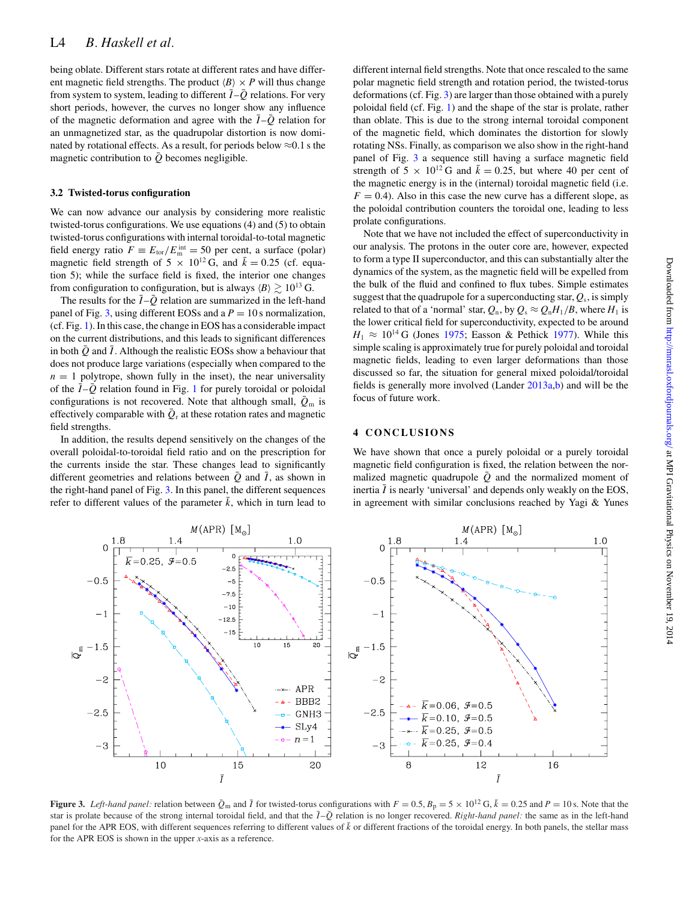being oblate. Different stars rotate at different rates and have different magnetic field strengths. The product $\langle B \rangle \times P$ will thus change from system to system, leading to different $\bar{I}$–$\bar{Q}$ relations. For very short periods, however, the curves no longer show any influence of the magnetic deformation and agree with the $\bar{I}$–$\bar{Q}$ relation for an unmagnetized star, as the quadrupolar distortion is now dominated by rotational effects. As a result, for periods below ≈0.1 s the magnetic contribution to $\bar{Q}$ becomes negligible.

### 3.2 Twisted-torus configuration

We can now advance our analysis by considering more realistic twisted-torus configurations. We use equations (4) and (5) to obtain twisted-torus configurations with internal toroidal-to-total magnetic field energy ratio $F \equiv E_{\rm tor}/E_{\rm m}^{\rm int} = 50$ per cent, a surface (polar) magnetic field strength of $5 \times 10^{12}$ G, and $\bar{k} = 0.25$ (cf. equation 5); while the surface field is fixed, the interior one changes from configuration to configuration, but is always $\langle B \rangle \gtrsim 10^{13}$ G.

The results for the $\bar{I}$–$\bar{Q}$ relation are summarized in the left-hand panel of Fig. 3, using different EOSs and a $P = 10$ s normalization, (cf. Fig. 1). In this case, the change in EOS has a considerable impact on the current distributions, and this leads to significant differences in both $\bar{Q}$ and $\bar{I}$. Although the realistic EOSs show a behaviour that does not produce large variations (especially when compared to the $n = 1$ polytrope, shown fully in the inset), the near universality of the $\bar{I}$–$\bar{Q}$ relation found in Fig. 1 for purely toroidal or poloidal configurations is not recovered. Note that although small, $\bar{Q}_{\rm m}$ is effectively comparable with $\bar{Q}_{\rm r}$ at these rotation rates and magnetic field strengths.

In addition, the results depend sensitively on the changes of the overall poloidal-to-toroidal field ratio and on the prescription for the currents inside the star. These changes lead to significantly different geometries and relations between $\bar{Q}$ and $\bar{I}$, as shown in the right-hand panel of Fig. 3. In this panel, the different sequences refer to different values of the parameter $\bar{k}$, which in turn lead to different internal field strengths. Note that once rescaled to the same polar magnetic field strength and rotation period, the twisted-torus deformations (cf. Fig. 3) are larger than those obtained with a purely poloidal field (cf. Fig. 1) and the shape of the star is prolate, rather than oblate. This is due to the strong internal toroidal component of the magnetic field, which dominates the distortion for slowly rotating NSs. Finally, as comparison we also show in the right-hand panel of Fig. 3 a sequence still having a surface magnetic field strength of $5 \times 10^{12}$ G and $\bar{k} = 0.25$, but where 40 per cent of the magnetic energy is in the (internal) toroidal magnetic field (i.e. $F = 0.4$). Also in this case the new curve has a different slope, as the poloidal contribution counters the toroidal one, leading to less prolate configurations.

Note that we have not included the effect of superconductivity in our analysis. The protons in the outer core are, however, expected to form a type II superconductor, and this can substantially alter the dynamics of the system, as the magnetic field will be expelled from the bulk of the fluid and confined to flux tubes. Simple estimates suggest that the quadrupole for a superconducting star, $Q_{\rm s}$, is simply related to that of a 'normal' star, $Q_{\rm n}$, by $Q_{\rm s} \approx Q_{\rm n} H_1/B$, where $H_1$ is the lower critical field for superconductivity, expected to be around $H_1 \approx 10^{14}$ G (Jones 1975; Easson & Pethick 1977). While this simple scaling is approximately true for purely poloidal and toroidal magnetic fields, leading to even larger deformations than those discussed so far, the situation for general mixed poloidal/toroidal fields is generally more involved (Lander 2013a,b) and will be the focus of future work.

## 4 CONCLUSIONS

We have shown that once a purely poloidal or a purely toroidal magnetic field configuration is fixed, the relation between the normalized magnetic quadrupole $\bar{Q}$ and the normalized moment of inertia $\bar{I}$ is nearly 'universal' and depends only weakly on the EOS, in agreement with similar conclusions reached by Yagi & Yunes

**Figure 3.** *Left-hand panel:* relation between $\bar{Q}_{\rm m}$ and $\bar{I}$ for twisted-torus configurations with $F = 0.5$, $B_{\rm p} = 5 \times 10^{12}$ G, $\bar{k} = 0.25$ and $P = 10$ s. Note that the star is prolate because of the strong internal toroidal field, and that the $\bar{I}$–$\bar{Q}$ relation is no longer recovered. *Right-hand panel:* the same as in the left-hand panel for the APR EOS, with different sequences referring to different values of $\bar{k}$ or different fractions of the toroidal energy. In both panels, the stellar mass for the APR EOS is shown in the upper $x$-axis as a reference.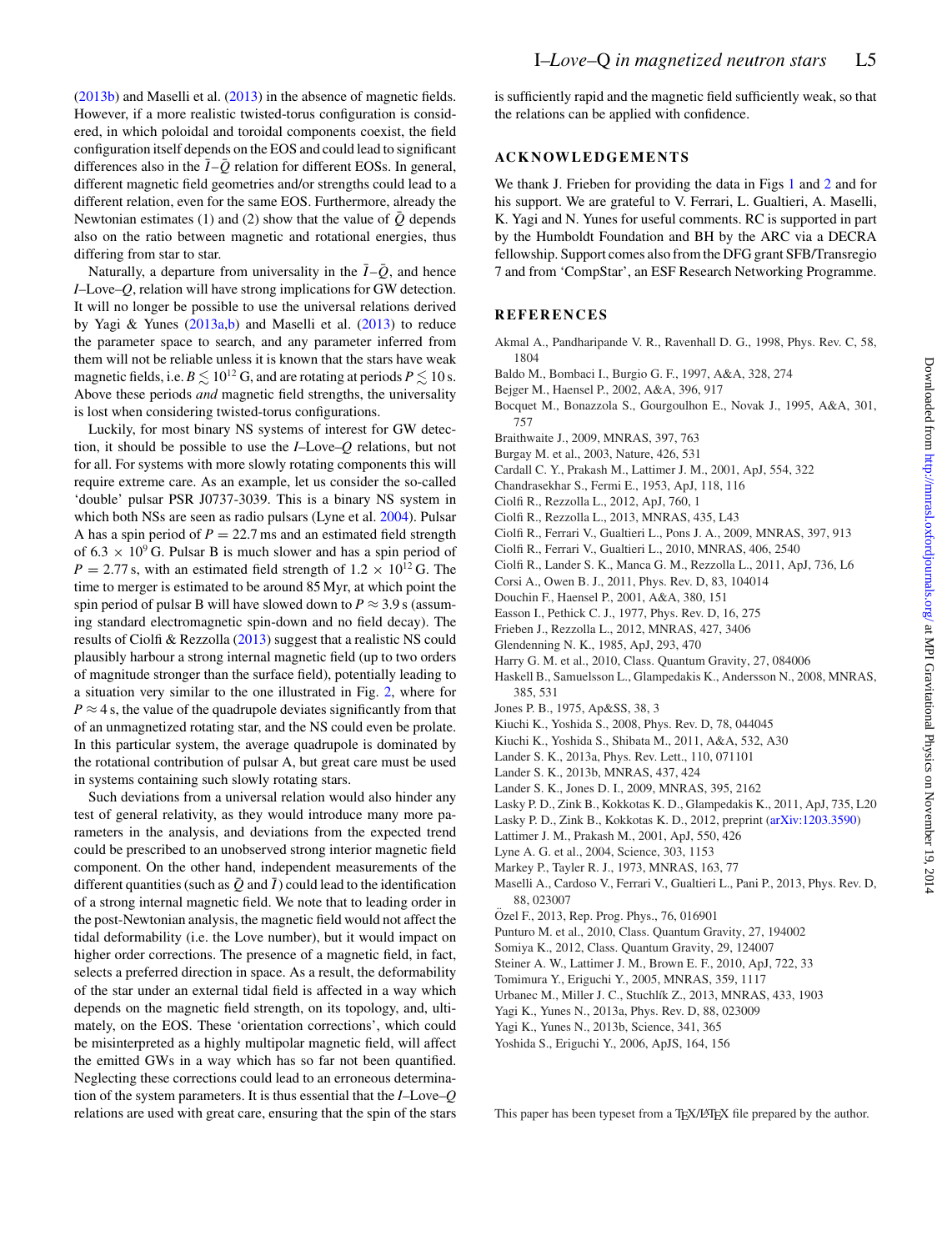(2013b) and Maselli et al. (2013) in the absence of magnetic fields. However, if a more realistic twisted-torus configuration is considered, in which poloidal and toroidal components coexist, the field configuration itself depends on the EOS and could lead to significant differences also in the $\bar{I}$–$\bar{Q}$ relation for different EOSs. In general, different magnetic field geometries and/or strengths could lead to a different relation, even for the same EOS. Furthermore, already the Newtonian estimates (1) and (2) show that the value of $\bar{Q}$ depends also on the ratio between magnetic and rotational energies, thus differing from star to star.

Naturally, a departure from universality in the $\bar{I}$–$\bar{Q}$, and hence *I*–Love–*Q*, relation will have strong implications for GW detection. It will no longer be possible to use the universal relations derived by Yagi & Yunes (2013a,b) and Maselli et al. (2013) to reduce the parameter space to search, and any parameter inferred from them will not be reliable unless it is known that the stars have weak magnetic fields, i.e. $B \lesssim 10^{12}$ G, and are rotating at periods $P \lesssim 10$ s. Above these periods *and* magnetic field strengths, the universality is lost when considering twisted-torus configurations.

Luckily, for most binary NS systems of interest for GW detection, it should be possible to use the *I*–Love–*Q* relations, but not for all. For systems with more slowly rotating components this will require extreme care. As an example, let us consider the so-called 'double' pulsar PSR J0737-3039. This is a binary NS system in which both NSs are seen as radio pulsars (Lyne et al. 2004). Pulsar A has a spin period of $P = 22.7$ ms and an estimated field strength of $6.3 \times 10^{9}$ G. Pulsar B is much slower and has a spin period of $P = 2.77$ s, with an estimated field strength of $1.2 \times 10^{12}$ G. The time to merger is estimated to be around 85 Myr, at which point the spin period of pulsar B will have slowed down to $P \approx 3.9$ s (assuming standard electromagnetic spin-down and no field decay). The results of Ciolfi & Rezzolla (2013) suggest that a realistic NS could plausibly harbour a strong internal magnetic field (up to two orders of magnitude stronger than the surface field), potentially leading to a situation very similar to the one illustrated in Fig. 2, where for $P \approx 4$ s, the value of the quadrupole deviates significantly from that of an unmagnetized rotating star, and the NS could even be prolate. In this particular system, the average quadrupole is dominated by the rotational contribution of pulsar A, but great care must be used in systems containing such slowly rotating stars.

Such deviations from a universal relation would also hinder any test of general relativity, as they would introduce many more parameters in the analysis, and deviations from the expected trend could be prescribed to an unobserved strong interior magnetic field component. On the other hand, independent measurements of the different quantities (such as $\bar{Q}$ and $\bar{I}$) could lead to the identification of a strong internal magnetic field. We note that to leading order in the post-Newtonian analysis, the magnetic field would not affect the tidal deformability (i.e. the Love number), but it would impact on higher order corrections. The presence of a magnetic field, in fact, selects a preferred direction in space. As a result, the deformability of the star under an external tidal field is affected in a way which depends on the magnetic field strength, on its topology, and, ultimately, on the EOS. These 'orientation corrections', which could be misinterpreted as a highly multipolar magnetic field, will affect the emitted GWs in a way which has so far not been quantified. Neglecting these corrections could lead to an erroneous determination of the system parameters. It is thus essential that the *I*–Love–*Q* relations are used with great care, ensuring that the spin of the stars is sufficiently rapid and the magnetic field sufficiently weak, so that the relations can be applied with confidence.

## ACKNOWLEDGEMENTS

We thank J. Frieben for providing the data in Figs 1 and 2 and for his support. We are grateful to V. Ferrari, L. Gualtieri, A. Maselli, K. Yagi and N. Yunes for useful comments. RC is supported in part by the Humboldt Foundation and BH by the ARC via a DECRA fellowship. Support comes also from the DFG grant SFB/Transregio 7 and from 'CompStar', an ESF Research Networking Programme.

## REFERENCES

Akmal A., Pandharipande V. R., Ravenhall D. G., 1998, Phys. Rev. C, 58, 1804
Baldo M., Bombaci I., Burgio G. F., 1997, A&A, 328, 274
Bejger M., Haensel P., 2002, A&A, 396, 917
Bocquet M., Bonazzola S., Gourgoulhon E., Novak J., 1995, A&A, 301, 757
Braithwaite J., 2009, MNRAS, 397, 763
Burgay M. et al., 2003, Nature, 426, 531
Cardall C. Y., Prakash M., Lattimer J. M., 2001, ApJ, 554, 322
Chandrasekhar S., Fermi E., 1953, ApJ, 118, 116
Ciolfi R., Rezzolla L., 2012, ApJ, 760, 1
Ciolfi R., Rezzolla L., 2013, MNRAS, 435, L43
Ciolfi R., Ferrari V., Gualtieri L., Pons J. A., 2009, MNRAS, 397, 913
Ciolfi R., Ferrari V., Gualtieri L., 2010, MNRAS, 406, 2540
Ciolfi R., Lander S. K., Manca G. M., Rezzolla L., 2011, ApJ, 736, L6
Corsi A., Owen B. J., 2011, Phys. Rev. D, 83, 104014
Douchin F., Haensel P., 2001, A&A, 380, 151
Easson I., Pethick C. J., 1977, Phys. Rev. D, 16, 275
Frieben J., Rezzolla L., 2012, MNRAS, 427, 3406
Glendenning N. K., 1985, ApJ, 293, 470
Harry G. M. et al., 2010, Class. Quantum Gravity, 27, 084006
Haskell B., Samuelsson L., Glampedakis K., Andersson N., 2008, MNRAS, 385, 531
Jones P. B., 1975, Ap&SS, 38, 3
Kiuchi K., Yoshida S., 2008, Phys. Rev. D, 78, 044045
Kiuchi K., Yoshida S., Shibata M., 2011, A&A, 532, A30
Lander S. K., 2013a, Phys. Rev. Lett., 110, 071101
Lander S. K., 2013b, MNRAS, 437, 424
Lander S. K., Jones D. I., 2009, MNRAS, 395, 2162
Lasky P. D., Zink B., Kokkotas K. D., Glampedakis K., 2011, ApJ, 735, L20
Lasky P. D., Zink B., Kokkotas K. D., 2012, preprint (arXiv:1203.3590)
Lattimer J. M., Prakash M., 2001, ApJ, 550, 426
Lyne A. G. et al., 2004, Science, 303, 1153
Markey P., Tayler R. J., 1973, MNRAS, 163, 77
Maselli A., Cardoso V., Ferrari V., Gualtieri L., Pani P., 2013, Phys. Rev. D, 88, 023007
Özel F., 2013, Rep. Prog. Phys., 76, 016901
Punturo M. et al., 2010, Class. Quantum Gravity, 27, 194002
Somiya K., 2012, Class. Quantum Gravity, 29, 124007
Steiner A. W., Lattimer J. M., Brown E. F., 2010, ApJ, 722, 33
Tomimura Y., Eriguchi Y., 2005, MNRAS, 359, 1117
Urbanec M., Miller J. C., Stuchlík Z., 2013, MNRAS, 433, 1903
Yagi K., Yunes N., 2013a, Phys. Rev. D, 88, 023009
Yagi K., Yunes N., 2013b, Science, 341, 365
Yoshida S., Eriguchi Y., 2006, ApJS, 164, 156

This paper has been typeset from a TEX/LATEX file prepared by the author.